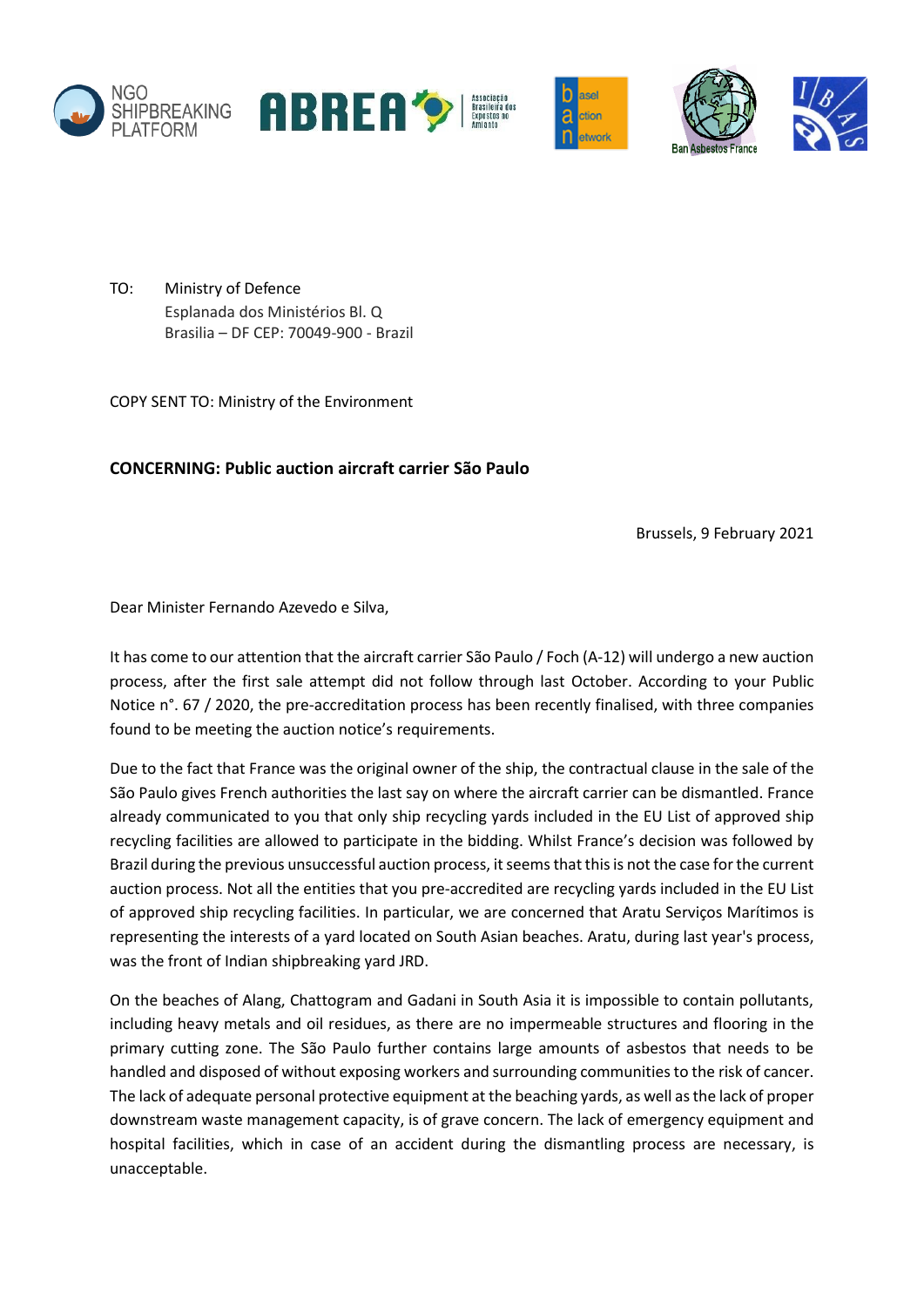TO: Ministry of Defence
Esplanada dos Ministérios Bl. Q
Brasilia – DF CEP: 70049-900 - Brazil

COPY SENT TO: Ministry of the Environment

**CONCERNING: Public auction aircraft carrier São Paulo**

Brussels, 9 February 2021

Dear Minister Fernando Azevedo e Silva,

It has come to our attention that the aircraft carrier São Paulo / Foch (A-12) will undergo a new auction process, after the first sale attempt did not follow through last October. According to your Public Notice n°. 67 / 2020, the pre-accreditation process has been recently finalised, with three companies found to be meeting the auction notice's requirements.

Due to the fact that France was the original owner of the ship, the contractual clause in the sale of the São Paulo gives French authorities the last say on where the aircraft carrier can be dismantled. France already communicated to you that only ship recycling yards included in the EU List of approved ship recycling facilities are allowed to participate in the bidding. Whilst France's decision was followed by Brazil during the previous unsuccessful auction process, it seems that this is not the case for the current auction process. Not all the entities that you pre-accredited are recycling yards included in the EU List of approved ship recycling facilities. In particular, we are concerned that Aratu Serviços Marítimos is representing the interests of a yard located on South Asian beaches. Aratu, during last year's process, was the front of Indian shipbreaking yard JRD.

On the beaches of Alang, Chattogram and Gadani in South Asia it is impossible to contain pollutants, including heavy metals and oil residues, as there are no impermeable structures and flooring in the primary cutting zone. The São Paulo further contains large amounts of asbestos that needs to be handled and disposed of without exposing workers and surrounding communities to the risk of cancer. The lack of adequate personal protective equipment at the beaching yards, as well as the lack of proper downstream waste management capacity, is of grave concern. The lack of emergency equipment and hospital facilities, which in case of an accident during the dismantling process are necessary, is unacceptable.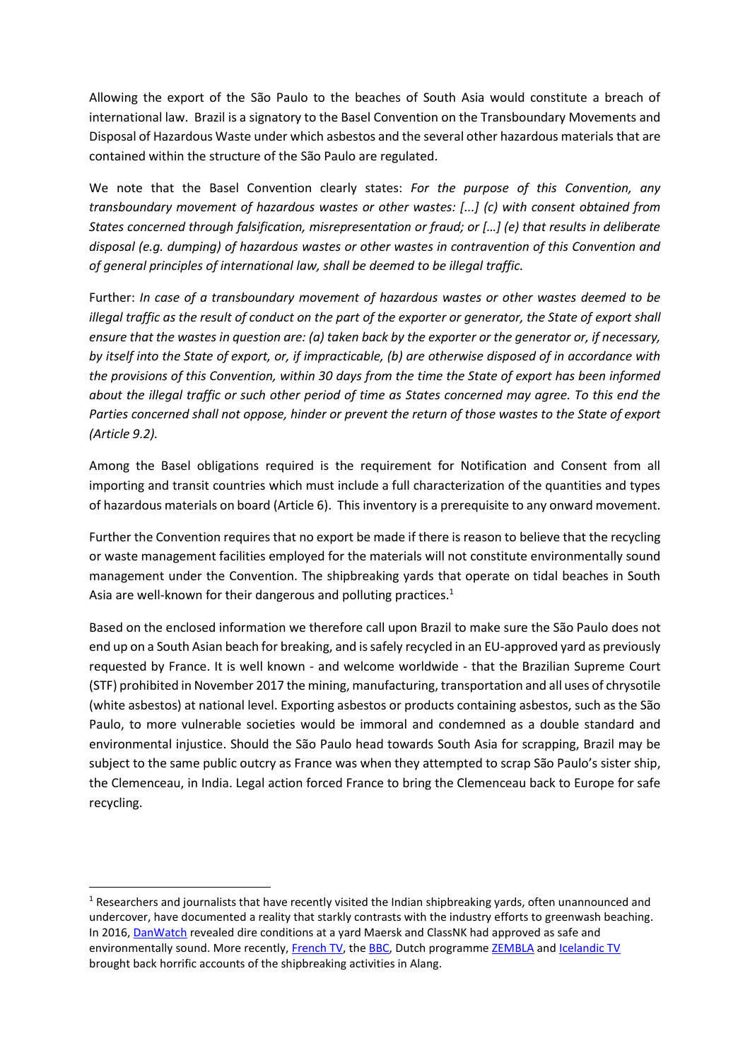Allowing the export of the São Paulo to the beaches of South Asia would constitute a breach of international law. Brazil is a signatory to the Basel Convention on the Transboundary Movements and Disposal of Hazardous Waste under which asbestos and the several other hazardous materials that are contained within the structure of the São Paulo are regulated.

We note that the Basel Convention clearly states: *For the purpose of this Convention, any transboundary movement of hazardous wastes or other wastes: [...] (c) with consent obtained from States concerned through falsification, misrepresentation or fraud; or […] (e) that results in deliberate disposal (e.g. dumping) of hazardous wastes or other wastes in contravention of this Convention and of general principles of international law, shall be deemed to be illegal traffic.*

Further: *In case of a transboundary movement of hazardous wastes or other wastes deemed to be illegal traffic as the result of conduct on the part of the exporter or generator, the State of export shall ensure that the wastes in question are: (a) taken back by the exporter or the generator or, if necessary, by itself into the State of export, or, if impracticable, (b) are otherwise disposed of in accordance with the provisions of this Convention, within 30 days from the time the State of export has been informed about the illegal traffic or such other period of time as States concerned may agree. To this end the Parties concerned shall not oppose, hinder or prevent the return of those wastes to the State of export (Article 9.2).*

Among the Basel obligations required is the requirement for Notification and Consent from all importing and transit countries which must include a full characterization of the quantities and types of hazardous materials on board (Article 6). This inventory is a prerequisite to any onward movement.

Further the Convention requires that no export be made if there is reason to believe that the recycling or waste management facilities employed for the materials will not constitute environmentally sound management under the Convention. The shipbreaking yards that operate on tidal beaches in South Asia are well-known for their dangerous and polluting practices.[1]

Based on the enclosed information we therefore call upon Brazil to make sure the São Paulo does not end up on a South Asian beach for breaking, and is safely recycled in an EU-approved yard as previously requested by France. It is well known - and welcome worldwide - that the Brazilian Supreme Court (STF) prohibited in November 2017 the mining, manufacturing, transportation and all uses of chrysotile (white asbestos) at national level. Exporting asbestos or products containing asbestos, such as the São Paulo, to more vulnerable societies would be immoral and condemned as a double standard and environmental injustice. Should the São Paulo head towards South Asia for scrapping, Brazil may be subject to the same public outcry as France was when they attempted to scrap São Paulo's sister ship, the Clemenceau, in India. Legal action forced France to bring the Clemenceau back to Europe for safe recycling.

---

[1] Researchers and journalists that have recently visited the Indian shipbreaking yards, often unannounced and undercover, have documented a reality that starkly contrasts with the industry efforts to greenwash beaching. In 2016, DanWatch revealed dire conditions at a yard Maersk and ClassNK had approved as safe and environmentally sound. More recently, French TV, the BBC, Dutch programme ZEMBLA and Icelandic TV brought back horrific accounts of the shipbreaking activities in Alang.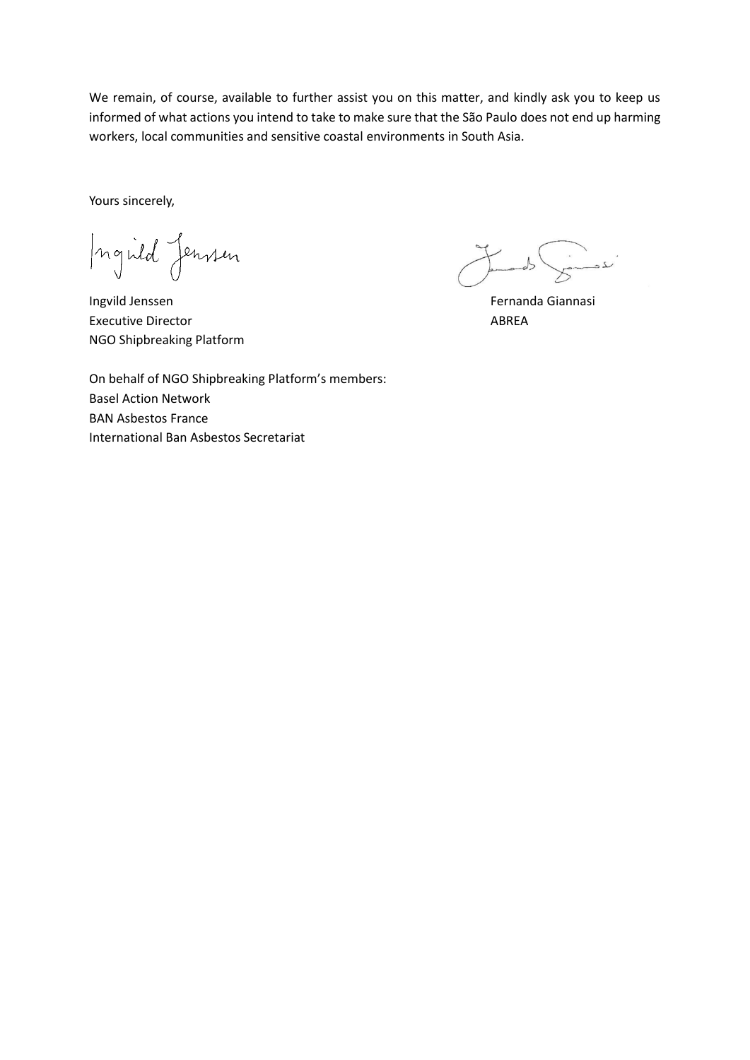We remain, of course, available to further assist you on this matter, and kindly ask you to keep us informed of what actions you intend to take to make sure that the São Paulo does not end up harming workers, local communities and sensitive coastal environments in South Asia.

Yours sincerely,

Ingvild Jenssen
Executive Director
NGO Shipbreaking Platform

Fernanda Giannasi
ABREA

On behalf of NGO Shipbreaking Platform's members:
Basel Action Network
BAN Asbestos France
International Ban Asbestos Secretariat